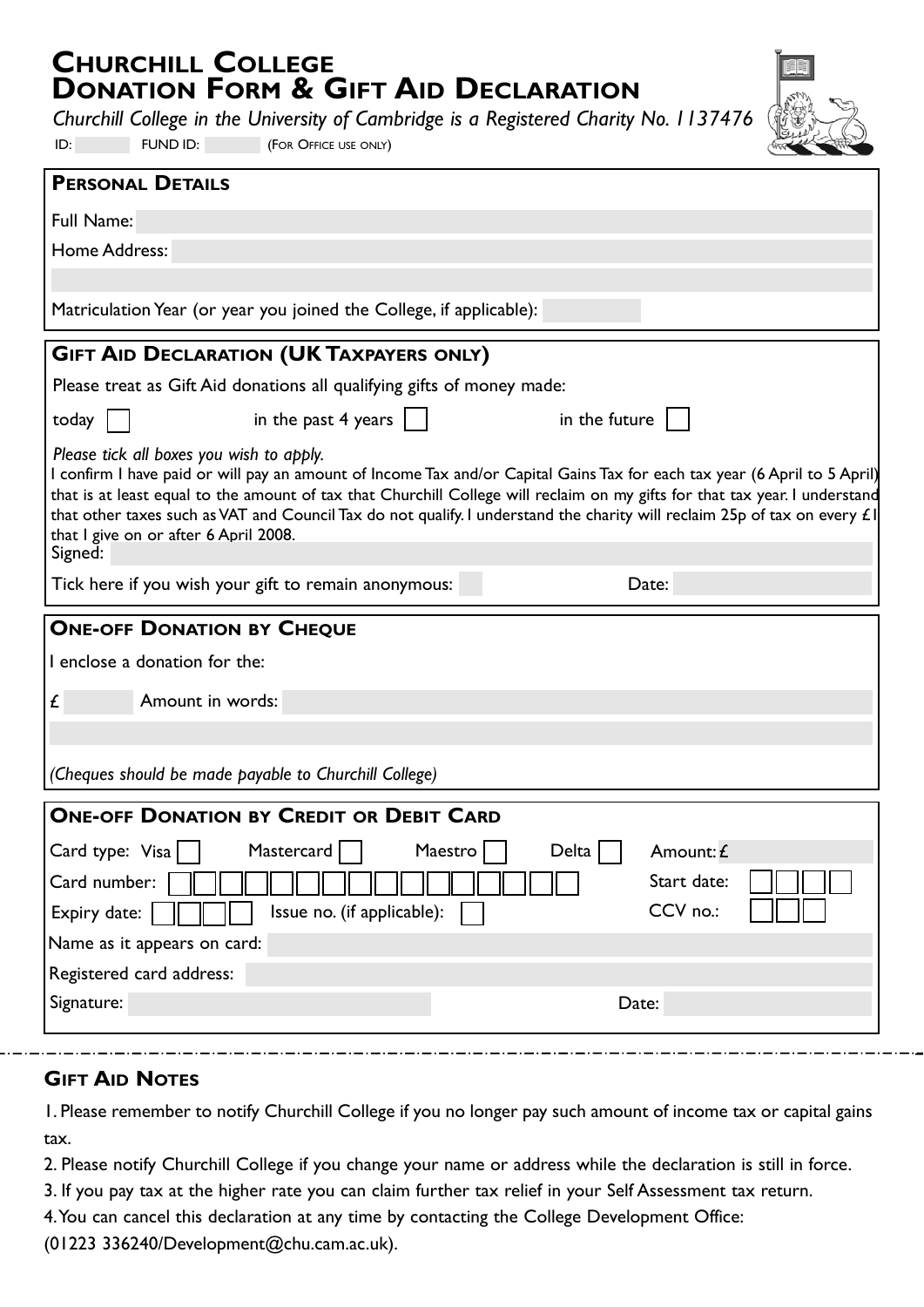# Churchill College
# Donation Form & Gift Aid Declaration

*Churchill College in the University of Cambridge is a Registered Charity No. 1137476*

ID: FUND ID: (For Office use only)

## Personal Details

Full Name:

Home Address:

Matriculation Year (or year you joined the College, if applicable):

## Gift Aid Declaration (UK Taxpayers only)

Please treat as Gift Aid donations all qualifying gifts of money made:

today ☐ in the past 4 years ☐ in the future ☐

*Please tick all boxes you wish to apply.*

I confirm I have paid or will pay an amount of Income Tax and/or Capital Gains Tax for each tax year (6 April to 5 April) that is at least equal to the amount of tax that Churchill College will reclaim on my gifts for that tax year. I understand that other taxes such as VAT and Council Tax do not qualify. I understand the charity will reclaim 25p of tax on every £1 that I give on or after 6 April 2008.

Signed:

Tick here if you wish your gift to remain anonymous: ☐ Date:

## One-off Donation by Cheque

I enclose a donation for the:

£ Amount in words:

*(Cheques should be made payable to Churchill College)*

## One-off Donation by Credit or Debit Card

Card type: Visa ☐ Mastercard ☐ Maestro ☐ Delta ☐ Amount: £

Card number: Start date:

Expiry date: Issue no. (if applicable): CCV no.:

Name as it appears on card:

Registered card address:

Signature: Date:

## Gift Aid Notes

1. Please remember to notify Churchill College if you no longer pay such amount of income tax or capital gains tax.
2. Please notify Churchill College if you change your name or address while the declaration is still in force.
3. If you pay tax at the higher rate you can claim further tax relief in your Self Assessment tax return.
4. You can cancel this declaration at any time by contacting the College Development Office: (01223 336240/Development@chu.cam.ac.uk).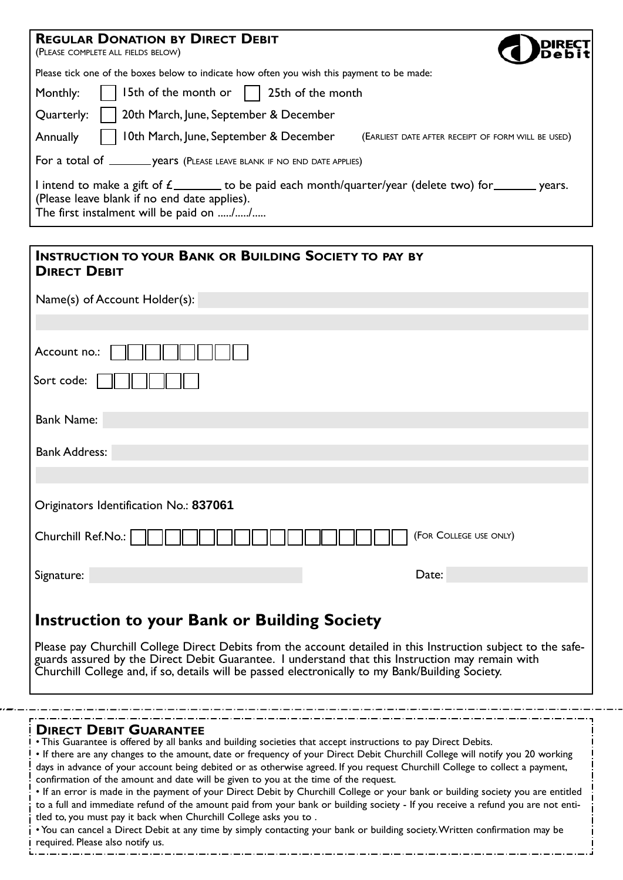## Regular Donation by Direct Debit

(Please complete all fields below)

DIRECT Debit

Please tick one of the boxes below to indicate how often you wish this payment to be made:

Monthly: ☐ 15th of the month or ☐ 25th of the month

Quarterly: ☐ 20th March, June, September & December

Annually ☐ 10th March, June, September & December (Earliest date after receipt of form will be used)

For a total of ________ years (Please leave blank if no end date applies)

I intend to make a gift of £________ to be paid each month/quarter/year (delete two) for_______ years.
(Please leave blank if no end date applies).
The first instalment will be paid on ...../...../.....

## Instruction to your Bank or Building Society to pay by Direct Debit

Name(s) of Account Holder(s):

Account no.: ☐☐☐☐☐☐☐☐

Sort code: ☐☐☐☐☐☐

Bank Name:

Bank Address:

Originators Identification No.: **837061**

Churchill Ref.No.: ☐☐☐☐☐☐☐☐☐☐☐☐☐☐☐☐☐☐ (For College use only)

Signature: Date:

## Instruction to your Bank or Building Society

Please pay Churchill College Direct Debits from the account detailed in this Instruction subject to the safeguards assured by the Direct Debit Guarantee. I understand that this Instruction may remain with Churchill College and, if so, details will be passed electronically to my Bank/Building Society.

## Direct Debit Guarantee

- This Guarantee is offered by all banks and building societies that accept instructions to pay Direct Debits.
- If there are any changes to the amount, date or frequency of your Direct Debit Churchill College will notify you 20 working days in advance of your account being debited or as otherwise agreed. If you request Churchill College to collect a payment, confirmation of the amount and date will be given to you at the time of the request.
- If an error is made in the payment of your Direct Debit by Churchill College or your bank or building society you are entitled to a full and immediate refund of the amount paid from your bank or building society - If you receive a refund you are not entitled to, you must pay it back when Churchill College asks you to .
- You can cancel a Direct Debit at any time by simply contacting your bank or building society. Written confirmation may be required. Please also notify us.